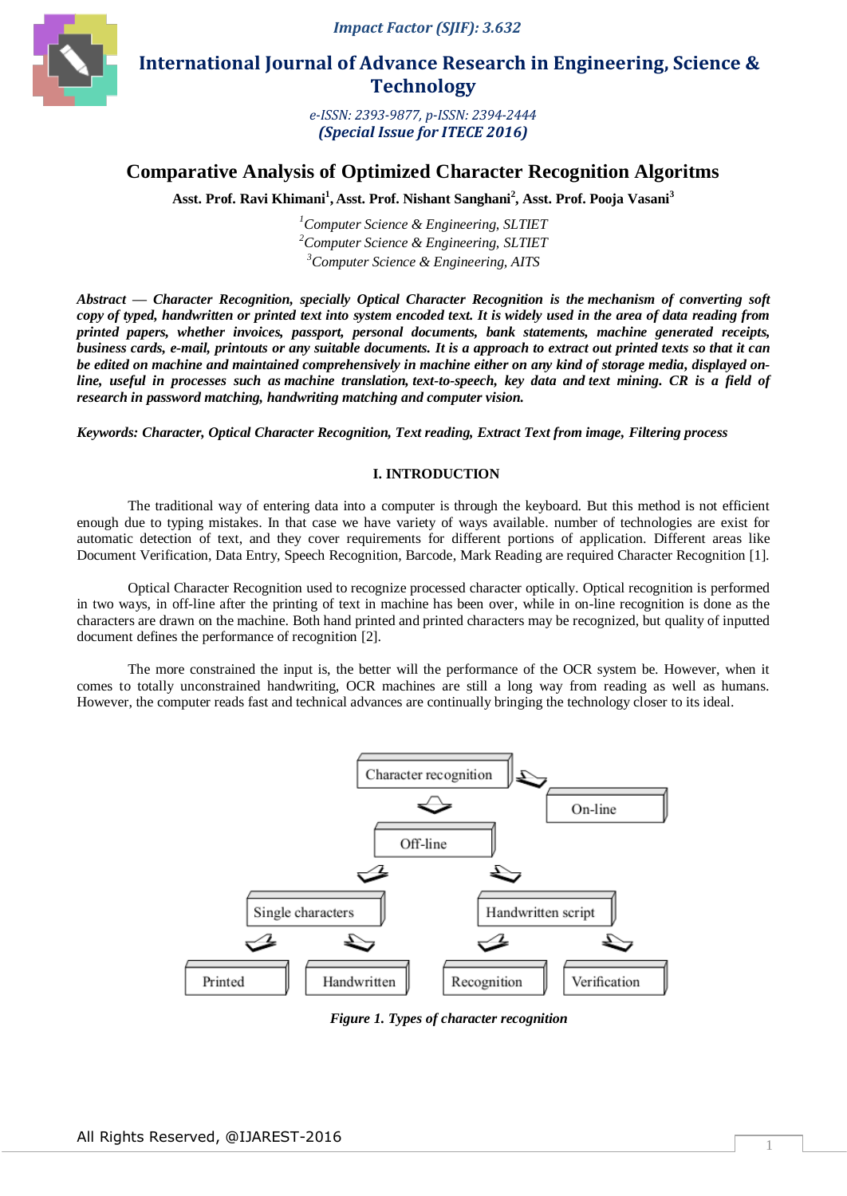# Comparative Analysis of Optimized Character Recognition Algoritms

**Asst. Prof. Ravi Khimani[1], Asst. Prof. Nishant Sanghani[2], Asst. Prof. Pooja Vasani[3]**

*[1]Computer Science & Engineering, SLTIET*
*[2]Computer Science & Engineering, SLTIET*
*[3]Computer Science & Engineering, AITS*

***Abstract — Character Recognition, specially Optical Character Recognition is the mechanism of converting soft copy of typed, handwritten or printed text into system encoded text. It is widely used in the area of data reading from printed papers, whether invoices, passport, personal documents, bank statements, machine generated receipts, business cards, e-mail, printouts or any suitable documents. It is a approach to extract out printed texts so that it can be edited on machine and maintained comprehensively in machine either on any kind of storage media, displayed on-line, useful in processes such as machine translation, text-to-speech, key data and text mining. CR is a field of research in password matching, handwriting matching and computer vision.***

***Keywords: Character, Optical Character Recognition, Text reading, Extract Text from image, Filtering process***

## I. INTRODUCTION

The traditional way of entering data into a computer is through the keyboard. But this method is not efficient enough due to typing mistakes. In that case we have variety of ways available. number of technologies are exist for automatic detection of text, and they cover requirements for different portions of application. Different areas like Document Verification, Data Entry, Speech Recognition, Barcode, Mark Reading are required Character Recognition [1].

Optical Character Recognition used to recognize processed character optically. Optical recognition is performed in two ways, in off-line after the printing of text in machine has been over, while in on-line recognition is done as the characters are drawn on the machine. Both hand printed and printed characters may be recognized, but quality of inputted document defines the performance of recognition [2].

The more constrained the input is, the better will the performance of the OCR system be. However, when it comes to totally unconstrained handwriting, OCR machines are still a long way from reading as well as humans. However, the computer reads fast and technical advances are continually bringing the technology closer to its ideal.

Character recognition → On-line; Off-line
Off-line → Single characters; Handwritten script
Single characters → Printed; Handwritten
Handwritten script → Recognition; Verification

*Figure 1. Types of character recognition*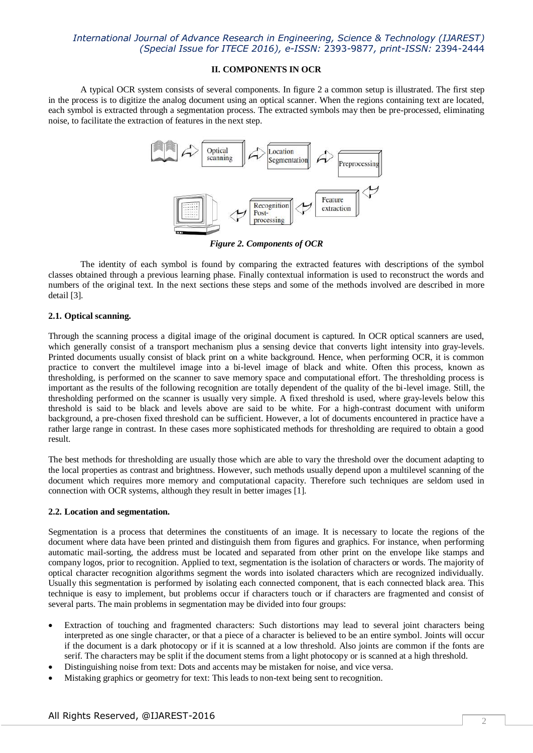## II. COMPONENTS IN OCR

A typical OCR system consists of several components. In figure 2 a common setup is illustrated. The first step in the process is to digitize the analog document using an optical scanner. When the regions containing text are located, each symbol is extracted through a segmentation process. The extracted symbols may then be pre-processed, eliminating noise, to facilitate the extraction of features in the next step.

*Figure 2. Components of OCR*

The identity of each symbol is found by comparing the extracted features with descriptions of the symbol classes obtained through a previous learning phase. Finally contextual information is used to reconstruct the words and numbers of the original text. In the next sections these steps and some of the methods involved are described in more detail [3].

### 2.1. Optical scanning.

Through the scanning process a digital image of the original document is captured. In OCR optical scanners are used, which generally consist of a transport mechanism plus a sensing device that converts light intensity into gray-levels. Printed documents usually consist of black print on a white background. Hence, when performing OCR, it is common practice to convert the multilevel image into a bi-level image of black and white. Often this process, known as thresholding, is performed on the scanner to save memory space and computational effort. The thresholding process is important as the results of the following recognition are totally dependent of the quality of the bi-level image. Still, the thresholding performed on the scanner is usually very simple. A fixed threshold is used, where gray-levels below this threshold is said to be black and levels above are said to be white. For a high-contrast document with uniform background, a pre-chosen fixed threshold can be sufficient. However, a lot of documents encountered in practice have a rather large range in contrast. In these cases more sophisticated methods for thresholding are required to obtain a good result.

The best methods for thresholding are usually those which are able to vary the threshold over the document adapting to the local properties as contrast and brightness. However, such methods usually depend upon a multilevel scanning of the document which requires more memory and computational capacity. Therefore such techniques are seldom used in connection with OCR systems, although they result in better images [1].

### 2.2. Location and segmentation.

Segmentation is a process that determines the constituents of an image. It is necessary to locate the regions of the document where data have been printed and distinguish them from figures and graphics. For instance, when performing automatic mail-sorting, the address must be located and separated from other print on the envelope like stamps and company logos, prior to recognition. Applied to text, segmentation is the isolation of characters or words. The majority of optical character recognition algorithms segment the words into isolated characters which are recognized individually. Usually this segmentation is performed by isolating each connected component, that is each connected black area. This technique is easy to implement, but problems occur if characters touch or if characters are fragmented and consist of several parts. The main problems in segmentation may be divided into four groups:

- Extraction of touching and fragmented characters: Such distortions may lead to several joint characters being interpreted as one single character, or that a piece of a character is believed to be an entire symbol. Joints will occur if the document is a dark photocopy or if it is scanned at a low threshold. Also joints are common if the fonts are serif. The characters may be split if the document stems from a light photocopy or is scanned at a high threshold.
- Distinguishing noise from text: Dots and accents may be mistaken for noise, and vice versa.
- Mistaking graphics or geometry for text: This leads to non-text being sent to recognition.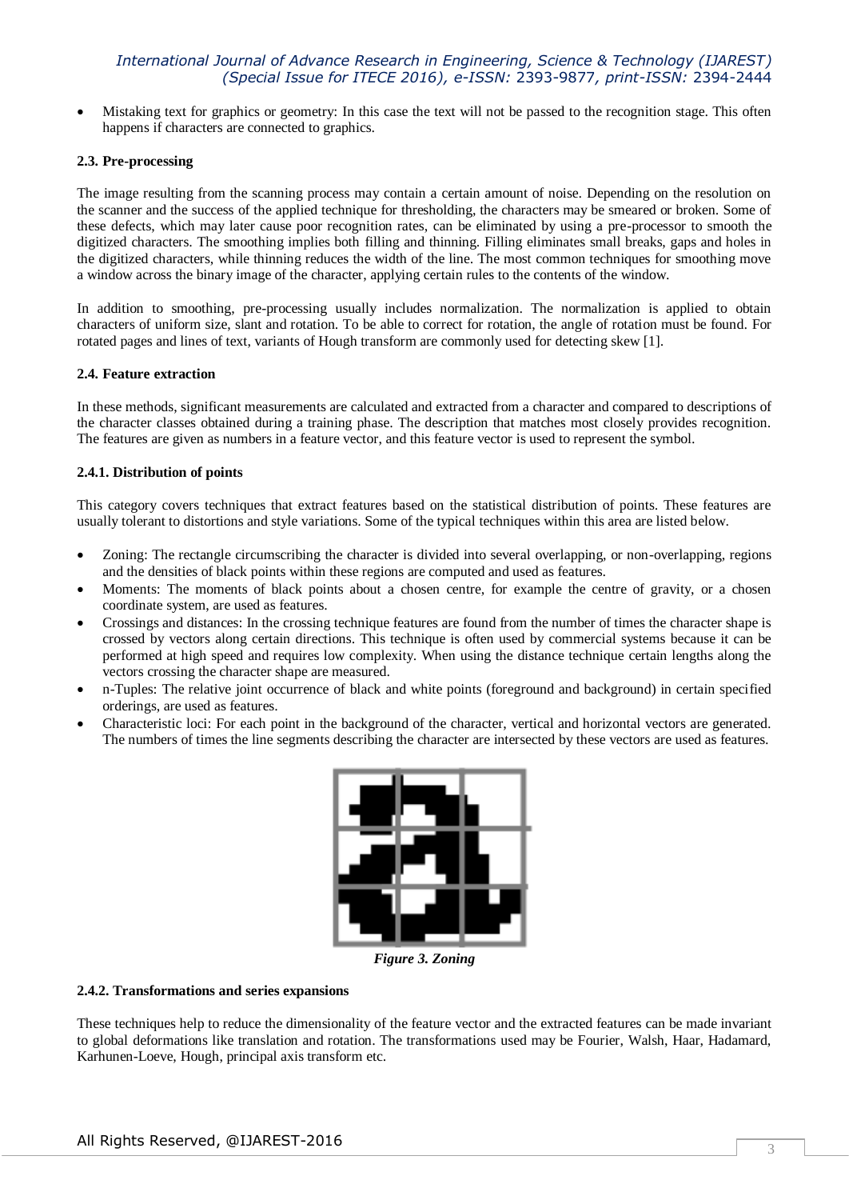- Mistaking text for graphics or geometry: In this case the text will not be passed to the recognition stage. This often happens if characters are connected to graphics.

### 2.3. Pre-processing

The image resulting from the scanning process may contain a certain amount of noise. Depending on the resolution on the scanner and the success of the applied technique for thresholding, the characters may be smeared or broken. Some of these defects, which may later cause poor recognition rates, can be eliminated by using a pre-processor to smooth the digitized characters. The smoothing implies both filling and thinning. Filling eliminates small breaks, gaps and holes in the digitized characters, while thinning reduces the width of the line. The most common techniques for smoothing move a window across the binary image of the character, applying certain rules to the contents of the window.

In addition to smoothing, pre-processing usually includes normalization. The normalization is applied to obtain characters of uniform size, slant and rotation. To be able to correct for rotation, the angle of rotation must be found. For rotated pages and lines of text, variants of Hough transform are commonly used for detecting skew [1].

### 2.4. Feature extraction

In these methods, significant measurements are calculated and extracted from a character and compared to descriptions of the character classes obtained during a training phase. The description that matches most closely provides recognition. The features are given as numbers in a feature vector, and this feature vector is used to represent the symbol.

#### 2.4.1. Distribution of points

This category covers techniques that extract features based on the statistical distribution of points. These features are usually tolerant to distortions and style variations. Some of the typical techniques within this area are listed below.

- Zoning: The rectangle circumscribing the character is divided into several overlapping, or non-overlapping, regions and the densities of black points within these regions are computed and used as features.
- Moments: The moments of black points about a chosen centre, for example the centre of gravity, or a chosen coordinate system, are used as features.
- Crossings and distances: In the crossing technique features are found from the number of times the character shape is crossed by vectors along certain directions. This technique is often used by commercial systems because it can be performed at high speed and requires low complexity. When using the distance technique certain lengths along the vectors crossing the character shape are measured.
- n-Tuples: The relative joint occurrence of black and white points (foreground and background) in certain specified orderings, are used as features.
- Characteristic loci: For each point in the background of the character, vertical and horizontal vectors are generated. The numbers of times the line segments describing the character are intersected by these vectors are used as features.

*Figure 3. Zoning*

#### 2.4.2. Transformations and series expansions

These techniques help to reduce the dimensionality of the feature vector and the extracted features can be made invariant to global deformations like translation and rotation. The transformations used may be Fourier, Walsh, Haar, Hadamard, Karhunen-Loeve, Hough, principal axis transform etc.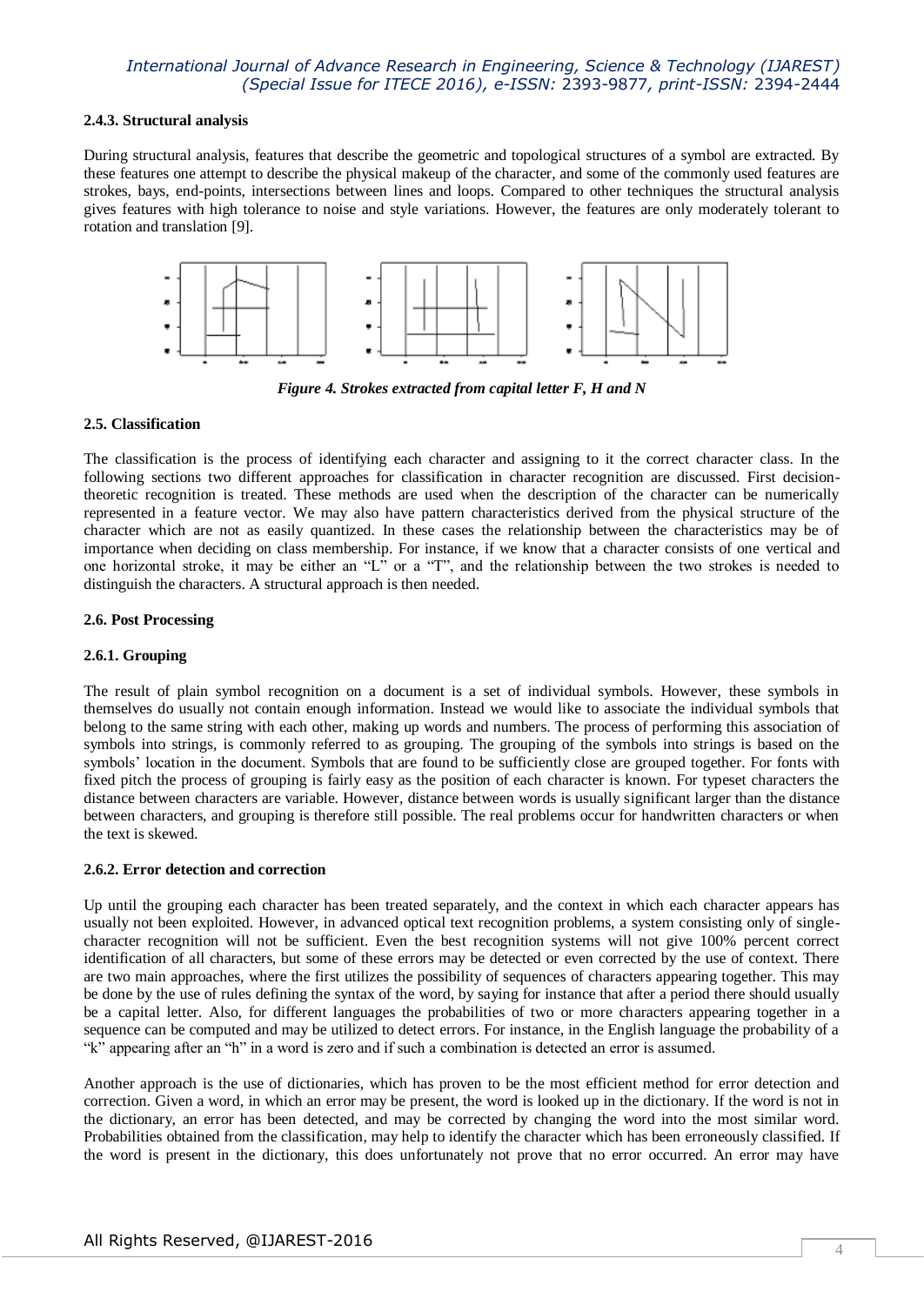#### 2.4.3. Structural analysis

During structural analysis, features that describe the geometric and topological structures of a symbol are extracted. By these features one attempt to describe the physical makeup of the character, and some of the commonly used features are strokes, bays, end-points, intersections between lines and loops. Compared to other techniques the structural analysis gives features with high tolerance to noise and style variations. However, the features are only moderately tolerant to rotation and translation [9].

*Figure 4. Strokes extracted from capital letter F, H and N*

### 2.5. Classification

The classification is the process of identifying each character and assigning to it the correct character class. In the following sections two different approaches for classification in character recognition are discussed. First decision-theoretic recognition is treated. These methods are used when the description of the character can be numerically represented in a feature vector. We may also have pattern characteristics derived from the physical structure of the character which are not as easily quantized. In these cases the relationship between the characteristics may be of importance when deciding on class membership. For instance, if we know that a character consists of one vertical and one horizontal stroke, it may be either an "L" or a "T", and the relationship between the two strokes is needed to distinguish the characters. A structural approach is then needed.

### 2.6. Post Processing

#### 2.6.1. Grouping

The result of plain symbol recognition on a document is a set of individual symbols. However, these symbols in themselves do usually not contain enough information. Instead we would like to associate the individual symbols that belong to the same string with each other, making up words and numbers. The process of performing this association of symbols into strings, is commonly referred to as grouping. The grouping of the symbols into strings is based on the symbols' location in the document. Symbols that are found to be sufficiently close are grouped together. For fonts with fixed pitch the process of grouping is fairly easy as the position of each character is known. For typeset characters the distance between characters are variable. However, distance between words is usually significant larger than the distance between characters, and grouping is therefore still possible. The real problems occur for handwritten characters or when the text is skewed.

#### 2.6.2. Error detection and correction

Up until the grouping each character has been treated separately, and the context in which each character appears has usually not been exploited. However, in advanced optical text recognition problems, a system consisting only of single-character recognition will not be sufficient. Even the best recognition systems will not give 100% percent correct identification of all characters, but some of these errors may be detected or even corrected by the use of context. There are two main approaches, where the first utilizes the possibility of sequences of characters appearing together. This may be done by the use of rules defining the syntax of the word, by saying for instance that after a period there should usually be a capital letter. Also, for different languages the probabilities of two or more characters appearing together in a sequence can be computed and may be utilized to detect errors. For instance, in the English language the probability of a "k" appearing after an "h" in a word is zero and if such a combination is detected an error is assumed.

Another approach is the use of dictionaries, which has proven to be the most efficient method for error detection and correction. Given a word, in which an error may be present, the word is looked up in the dictionary. If the word is not in the dictionary, an error has been detected, and may be corrected by changing the word into the most similar word. Probabilities obtained from the classification, may help to identify the character which has been erroneously classified. If the word is present in the dictionary, this does unfortunately not prove that no error occurred. An error may have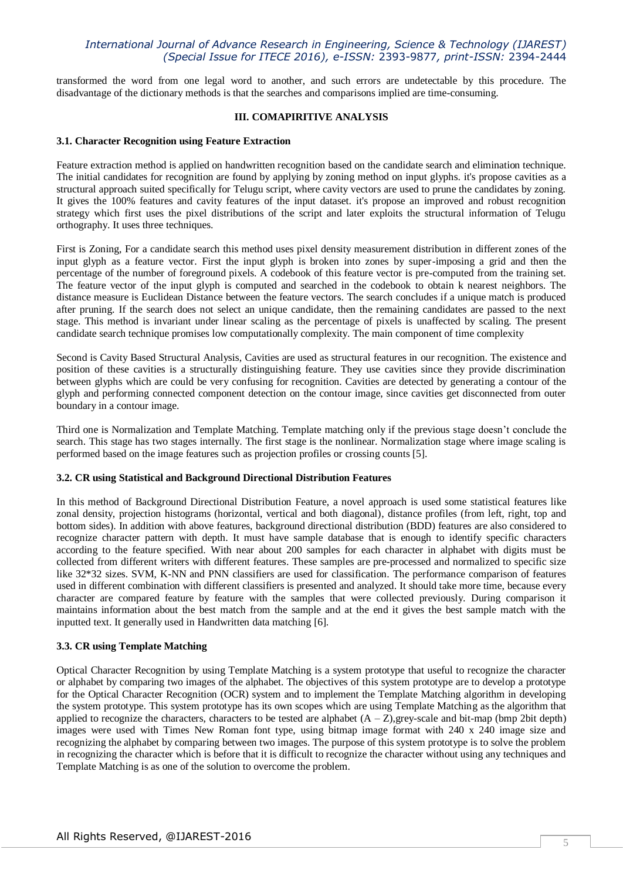transformed the word from one legal word to another, and such errors are undetectable by this procedure. The disadvantage of the dictionary methods is that the searches and comparisons implied are time-consuming.

## III. COMAPIRITIVE ANALYSIS

### 3.1. Character Recognition using Feature Extraction

Feature extraction method is applied on handwritten recognition based on the candidate search and elimination technique. The initial candidates for recognition are found by applying by zoning method on input glyphs. it's propose cavities as a structural approach suited specifically for Telugu script, where cavity vectors are used to prune the candidates by zoning. It gives the 100% features and cavity features of the input dataset. it's propose an improved and robust recognition strategy which first uses the pixel distributions of the script and later exploits the structural information of Telugu orthography. It uses three techniques.

First is Zoning, For a candidate search this method uses pixel density measurement distribution in different zones of the input glyph as a feature vector. First the input glyph is broken into zones by super-imposing a grid and then the percentage of the number of foreground pixels. A codebook of this feature vector is pre-computed from the training set. The feature vector of the input glyph is computed and searched in the codebook to obtain k nearest neighbors. The distance measure is Euclidean Distance between the feature vectors. The search concludes if a unique match is produced after pruning. If the search does not select an unique candidate, then the remaining candidates are passed to the next stage. This method is invariant under linear scaling as the percentage of pixels is unaffected by scaling. The present candidate search technique promises low computationally complexity. The main component of time complexity

Second is Cavity Based Structural Analysis, Cavities are used as structural features in our recognition. The existence and position of these cavities is a structurally distinguishing feature. They use cavities since they provide discrimination between glyphs which are could be very confusing for recognition. Cavities are detected by generating a contour of the glyph and performing connected component detection on the contour image, since cavities get disconnected from outer boundary in a contour image.

Third one is Normalization and Template Matching. Template matching only if the previous stage doesn't conclude the search. This stage has two stages internally. The first stage is the nonlinear. Normalization stage where image scaling is performed based on the image features such as projection profiles or crossing counts [5].

### 3.2. CR using Statistical and Background Directional Distribution Features

In this method of Background Directional Distribution Feature, a novel approach is used some statistical features like zonal density, projection histograms (horizontal, vertical and both diagonal), distance profiles (from left, right, top and bottom sides). In addition with above features, background directional distribution (BDD) features are also considered to recognize character pattern with depth. It must have sample database that is enough to identify specific characters according to the feature specified. With near about 200 samples for each character in alphabet with digits must be collected from different writers with different features. These samples are pre-processed and normalized to specific size like 32*32 sizes. SVM, K-NN and PNN classifiers are used for classification. The performance comparison of features used in different combination with different classifiers is presented and analyzed. It should take more time, because every character are compared feature by feature with the samples that were collected previously. During comparison it maintains information about the best match from the sample and at the end it gives the best sample match with the inputted text. It generally used in Handwritten data matching [6].

### 3.3. CR using Template Matching

Optical Character Recognition by using Template Matching is a system prototype that useful to recognize the character or alphabet by comparing two images of the alphabet. The objectives of this system prototype are to develop a prototype for the Optical Character Recognition (OCR) system and to implement the Template Matching algorithm in developing the system prototype. This system prototype has its own scopes which are using Template Matching as the algorithm that applied to recognize the characters, characters to be tested are alphabet (A – Z),grey-scale and bit-map (bmp 2bit depth) images were used with Times New Roman font type, using bitmap image format with 240 x 240 image size and recognizing the alphabet by comparing between two images. The purpose of this system prototype is to solve the problem in recognizing the character which is before that it is difficult to recognize the character without using any techniques and Template Matching is as one of the solution to overcome the problem.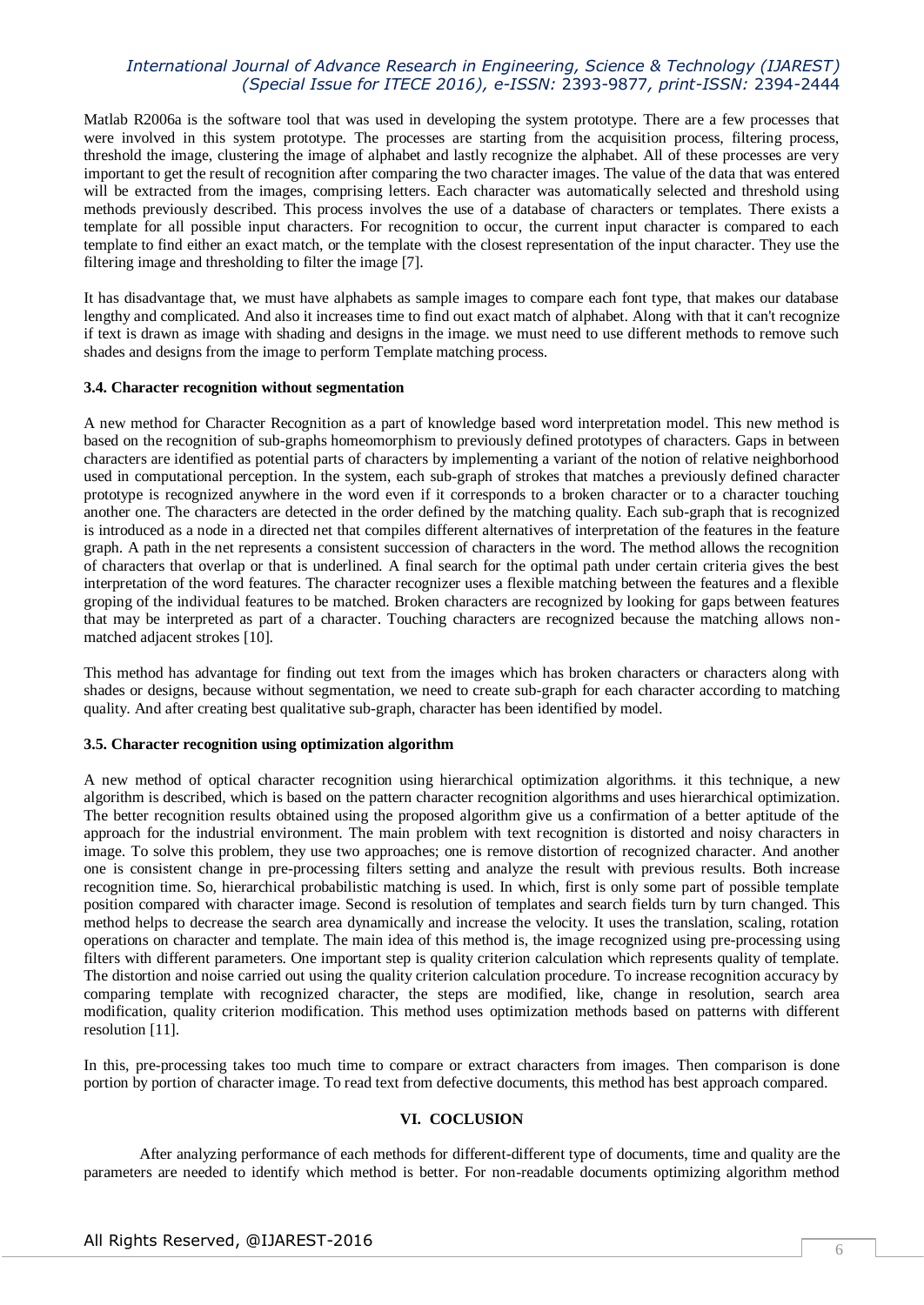Matlab R2006a is the software tool that was used in developing the system prototype. There are a few processes that were involved in this system prototype. The processes are starting from the acquisition process, filtering process, threshold the image, clustering the image of alphabet and lastly recognize the alphabet. All of these processes are very important to get the result of recognition after comparing the two character images. The value of the data that was entered will be extracted from the images, comprising letters. Each character was automatically selected and threshold using methods previously described. This process involves the use of a database of characters or templates. There exists a template for all possible input characters. For recognition to occur, the current input character is compared to each template to find either an exact match, or the template with the closest representation of the input character. They use the filtering image and thresholding to filter the image [7].

It has disadvantage that, we must have alphabets as sample images to compare each font type, that makes our database lengthy and complicated. And also it increases time to find out exact match of alphabet. Along with that it can't recognize if text is drawn as image with shading and designs in the image. we must need to use different methods to remove such shades and designs from the image to perform Template matching process.

### 3.4. Character recognition without segmentation

A new method for Character Recognition as a part of knowledge based word interpretation model. This new method is based on the recognition of sub-graphs homeomorphism to previously defined prototypes of characters. Gaps in between characters are identified as potential parts of characters by implementing a variant of the notion of relative neighborhood used in computational perception. In the system, each sub-graph of strokes that matches a previously defined character prototype is recognized anywhere in the word even if it corresponds to a broken character or to a character touching another one. The characters are detected in the order defined by the matching quality. Each sub-graph that is recognized is introduced as a node in a directed net that compiles different alternatives of interpretation of the features in the feature graph. A path in the net represents a consistent succession of characters in the word. The method allows the recognition of characters that overlap or that is underlined. A final search for the optimal path under certain criteria gives the best interpretation of the word features. The character recognizer uses a flexible matching between the features and a flexible groping of the individual features to be matched. Broken characters are recognized by looking for gaps between features that may be interpreted as part of a character. Touching characters are recognized because the matching allows non-matched adjacent strokes [10].

This method has advantage for finding out text from the images which has broken characters or characters along with shades or designs, because without segmentation, we need to create sub-graph for each character according to matching quality. And after creating best qualitative sub-graph, character has been identified by model.

### 3.5. Character recognition using optimization algorithm

A new method of optical character recognition using hierarchical optimization algorithms. it this technique, a new algorithm is described, which is based on the pattern character recognition algorithms and uses hierarchical optimization. The better recognition results obtained using the proposed algorithm give us a confirmation of a better aptitude of the approach for the industrial environment. The main problem with text recognition is distorted and noisy characters in image. To solve this problem, they use two approaches; one is remove distortion of recognized character. And another one is consistent change in pre-processing filters setting and analyze the result with previous results. Both increase recognition time. So, hierarchical probabilistic matching is used. In which, first is only some part of possible template position compared with character image. Second is resolution of templates and search fields turn by turn changed. This method helps to decrease the search area dynamically and increase the velocity. It uses the translation, scaling, rotation operations on character and template. The main idea of this method is, the image recognized using pre-processing using filters with different parameters. One important step is quality criterion calculation which represents quality of template. The distortion and noise carried out using the quality criterion calculation procedure. To increase recognition accuracy by comparing template with recognized character, the steps are modified, like, change in resolution, search area modification, quality criterion modification. This method uses optimization methods based on patterns with different resolution [11].

In this, pre-processing takes too much time to compare or extract characters from images. Then comparison is done portion by portion of character image. To read text from defective documents, this method has best approach compared.

## VI. COCLUSION

After analyzing performance of each methods for different-different type of documents, time and quality are the parameters are needed to identify which method is better. For non-readable documents optimizing algorithm method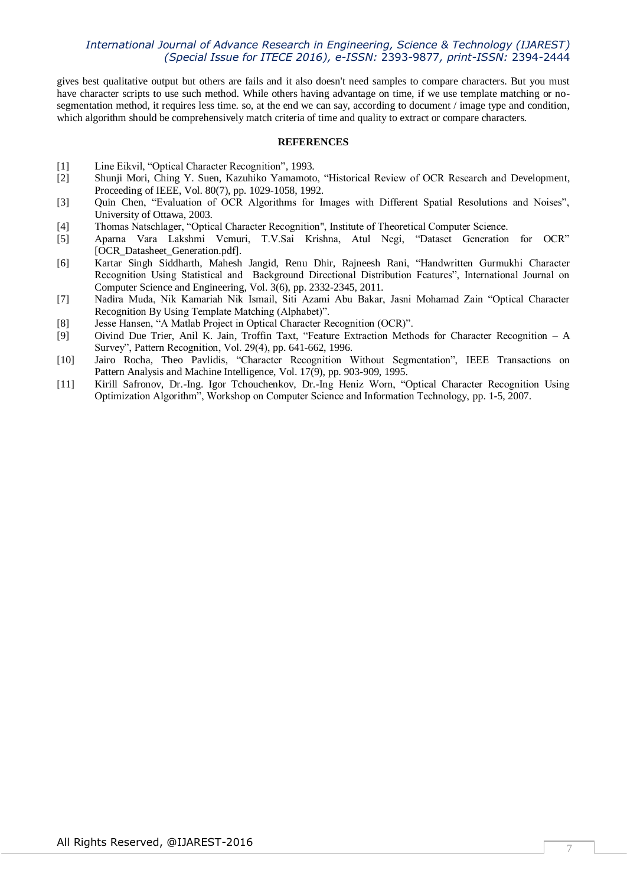gives best qualitative output but others are fails and it also doesn't need samples to compare characters. But you must have character scripts to use such method. While others having advantage on time, if we use template matching or no-segmentation method, it requires less time. so, at the end we can say, according to document / image type and condition, which algorithm should be comprehensively match criteria of time and quality to extract or compare characters.

## REFERENCES

[1] Line Eikvil, "Optical Character Recognition", 1993.

[2] Shunji Mori, Ching Y. Suen, Kazuhiko Yamamoto, "Historical Review of OCR Research and Development, Proceeding of IEEE, Vol. 80(7), pp. 1029-1058, 1992.

[3] Quin Chen, "Evaluation of OCR Algorithms for Images with Different Spatial Resolutions and Noises", University of Ottawa, 2003.

[4] Thomas Natschlager, "Optical Character Recognition", Institute of Theoretical Computer Science.

[5] Aparna Vara Lakshmi Vemuri, T.V.Sai Krishna, Atul Negi, "Dataset Generation for OCR" [OCR_Datasheet_Generation.pdf].

[6] Kartar Singh Siddharth, Mahesh Jangid, Renu Dhir, Rajneesh Rani, "Handwritten Gurmukhi Character Recognition Using Statistical and Background Directional Distribution Features", International Journal on Computer Science and Engineering, Vol. 3(6), pp. 2332-2345, 2011.

[7] Nadira Muda, Nik Kamariah Nik Ismail, Siti Azami Abu Bakar, Jasni Mohamad Zain "Optical Character Recognition By Using Template Matching (Alphabet)".

[8] Jesse Hansen, "A Matlab Project in Optical Character Recognition (OCR)".

[9] Oivind Due Trier, Anil K. Jain, Troffin Taxt, "Feature Extraction Methods for Character Recognition – A Survey", Pattern Recognition, Vol. 29(4), pp. 641-662, 1996.

[10] Jairo Rocha, Theo Pavlidis, "Character Recognition Without Segmentation", IEEE Transactions on Pattern Analysis and Machine Intelligence, Vol. 17(9), pp. 903-909, 1995.

[11] Kirill Safronov, Dr.-Ing. Igor Tchouchenkov, Dr.-Ing Heniz Worn, "Optical Character Recognition Using Optimization Algorithm", Workshop on Computer Science and Information Technology, pp. 1-5, 2007.